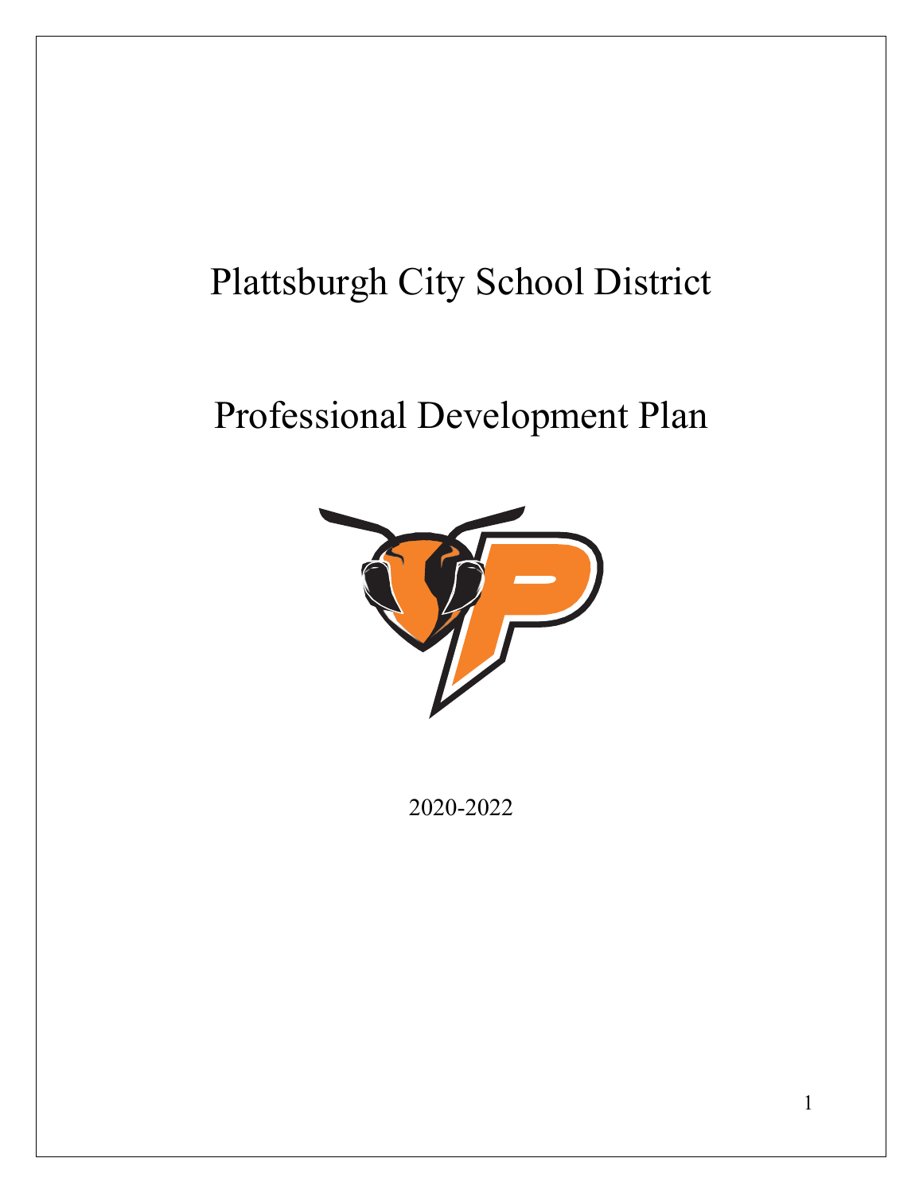# Plattsburgh City School District

# Professional Development Plan

2020-2022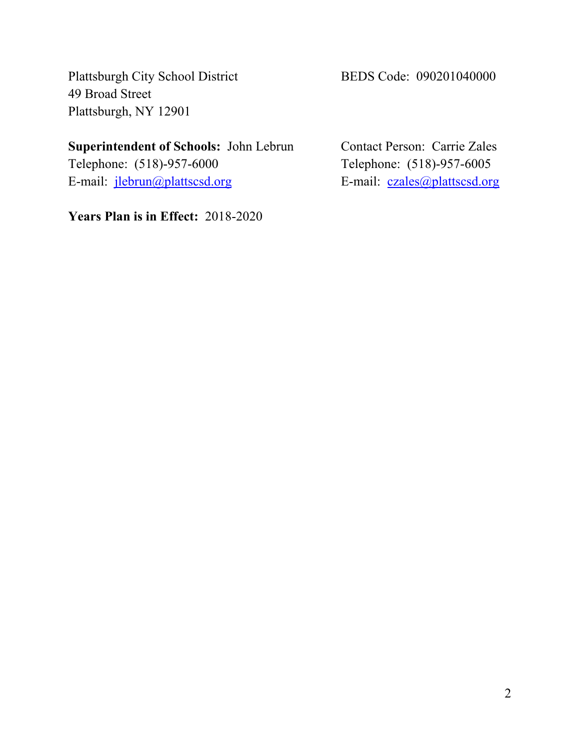Plattsburgh City School District
49 Broad Street
Plattsburgh, NY 12901

BEDS Code: 090201040000

**Superintendent of Schools:** John Lebrun
Telephone: (518)-957-6000
E-mail: jlebrun@plattscsd.org

Contact Person: Carrie Zales
Telephone: (518)-957-6005
E-mail: czales@plattscsd.org

**Years Plan is in Effect:** 2018-2020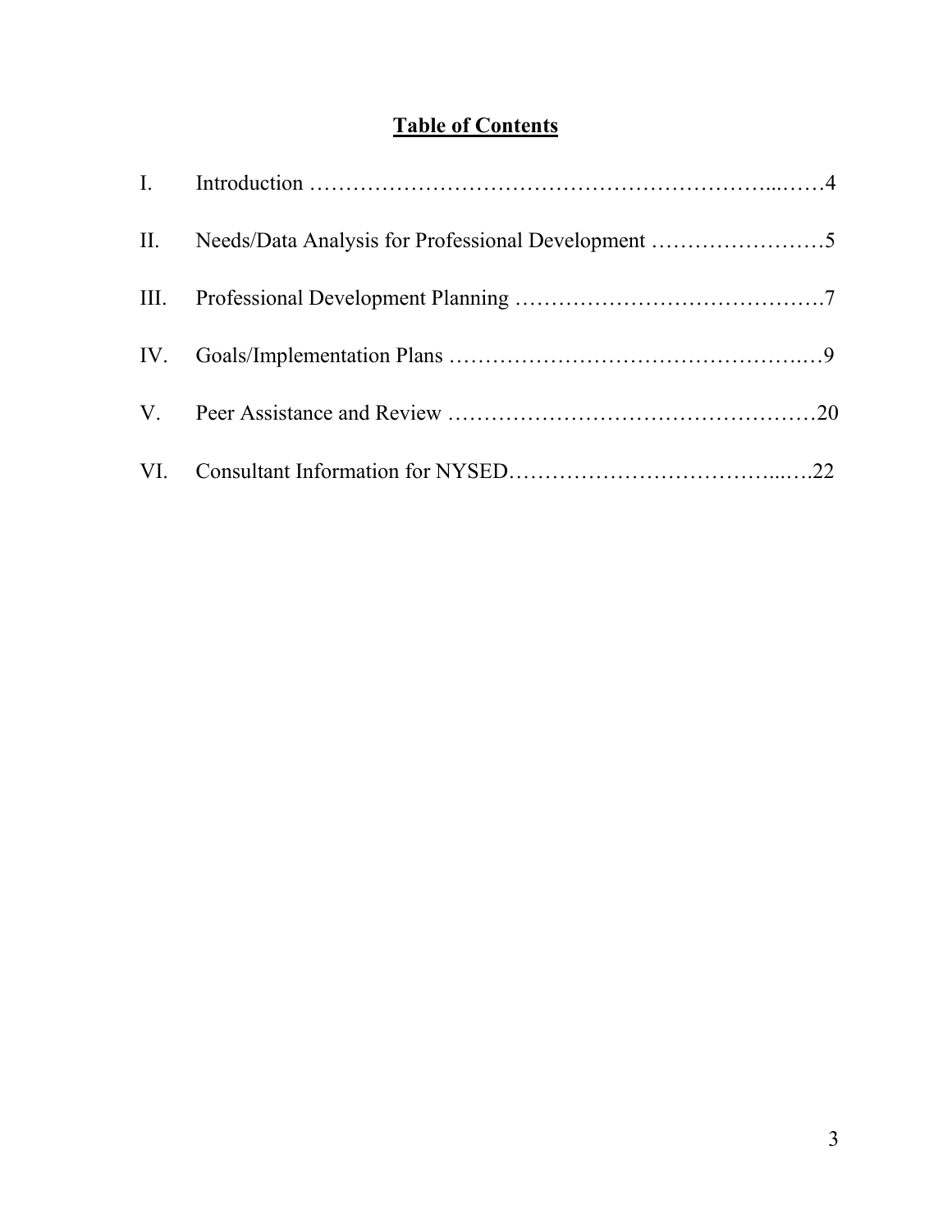# Table of Contents

| | | |
|---|---|---|
| I. | Introduction | 4 |
| II. | Needs/Data Analysis for Professional Development | 5 |
| III. | Professional Development Planning | 7 |
| IV. | Goals/Implementation Plans | 9 |
| V. | Peer Assistance and Review | 20 |
| VI. | Consultant Information for NYSED | 22 |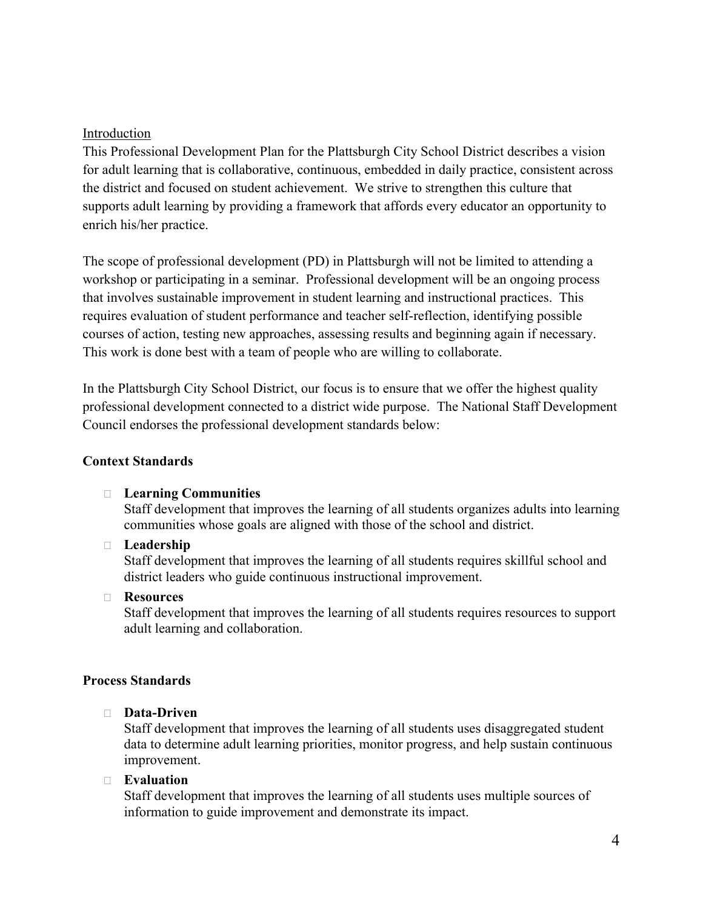Introduction

This Professional Development Plan for the Plattsburgh City School District describes a vision for adult learning that is collaborative, continuous, embedded in daily practice, consistent across the district and focused on student achievement. We strive to strengthen this culture that supports adult learning by providing a framework that affords every educator an opportunity to enrich his/her practice.

The scope of professional development (PD) in Plattsburgh will not be limited to attending a workshop or participating in a seminar. Professional development will be an ongoing process that involves sustainable improvement in student learning and instructional practices. This requires evaluation of student performance and teacher self-reflection, identifying possible courses of action, testing new approaches, assessing results and beginning again if necessary. This work is done best with a team of people who are willing to collaborate.

In the Plattsburgh City School District, our focus is to ensure that we offer the highest quality professional development connected to a district wide purpose. The National Staff Development Council endorses the professional development standards below:

**Context Standards**

- **Learning Communities**
  Staff development that improves the learning of all students organizes adults into learning communities whose goals are aligned with those of the school and district.
- **Leadership**
  Staff development that improves the learning of all students requires skillful school and district leaders who guide continuous instructional improvement.
- **Resources**
  Staff development that improves the learning of all students requires resources to support adult learning and collaboration.

**Process Standards**

- **Data-Driven**
  Staff development that improves the learning of all students uses disaggregated student data to determine adult learning priorities, monitor progress, and help sustain continuous improvement.
- **Evaluation**
  Staff development that improves the learning of all students uses multiple sources of information to guide improvement and demonstrate its impact.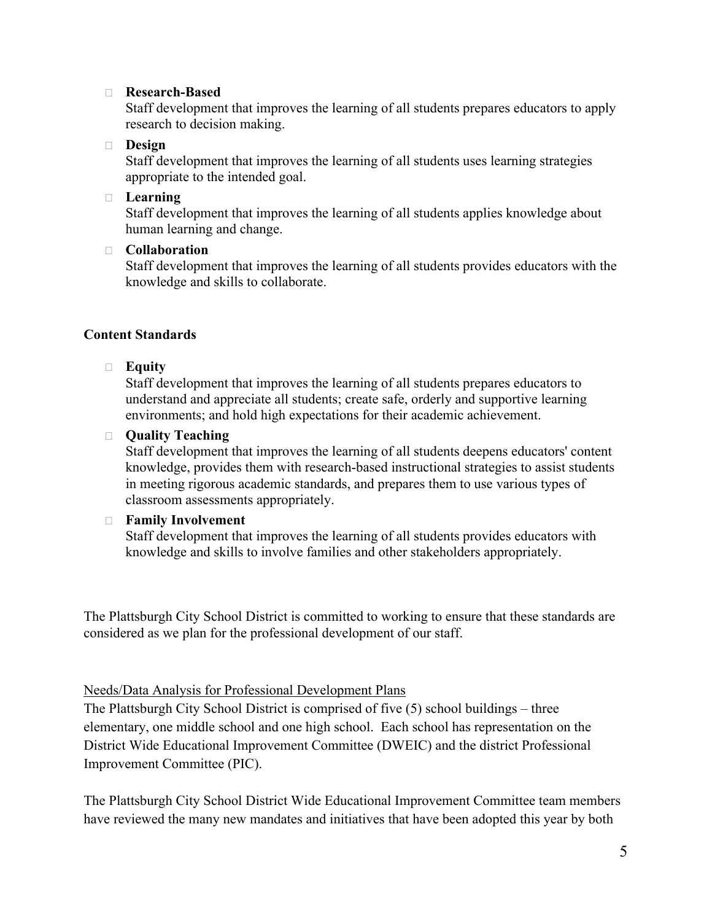- **Research-Based**
  Staff development that improves the learning of all students prepares educators to apply research to decision making.

- **Design**
  Staff development that improves the learning of all students uses learning strategies appropriate to the intended goal.

- **Learning**
  Staff development that improves the learning of all students applies knowledge about human learning and change.

- **Collaboration**
  Staff development that improves the learning of all students provides educators with the knowledge and skills to collaborate.

**Content Standards**

- **Equity**
  Staff development that improves the learning of all students prepares educators to understand and appreciate all students; create safe, orderly and supportive learning environments; and hold high expectations for their academic achievement.

- **Quality Teaching**
  Staff development that improves the learning of all students deepens educators' content knowledge, provides them with research-based instructional strategies to assist students in meeting rigorous academic standards, and prepares them to use various types of classroom assessments appropriately.

- **Family Involvement**
  Staff development that improves the learning of all students provides educators with knowledge and skills to involve families and other stakeholders appropriately.

The Plattsburgh City School District is committed to working to ensure that these standards are considered as we plan for the professional development of our staff.

<u>Needs/Data Analysis for Professional Development Plans</u>

The Plattsburgh City School District is comprised of five (5) school buildings – three elementary, one middle school and one high school. Each school has representation on the District Wide Educational Improvement Committee (DWEIC) and the district Professional Improvement Committee (PIC).

The Plattsburgh City School District Wide Educational Improvement Committee team members have reviewed the many new mandates and initiatives that have been adopted this year by both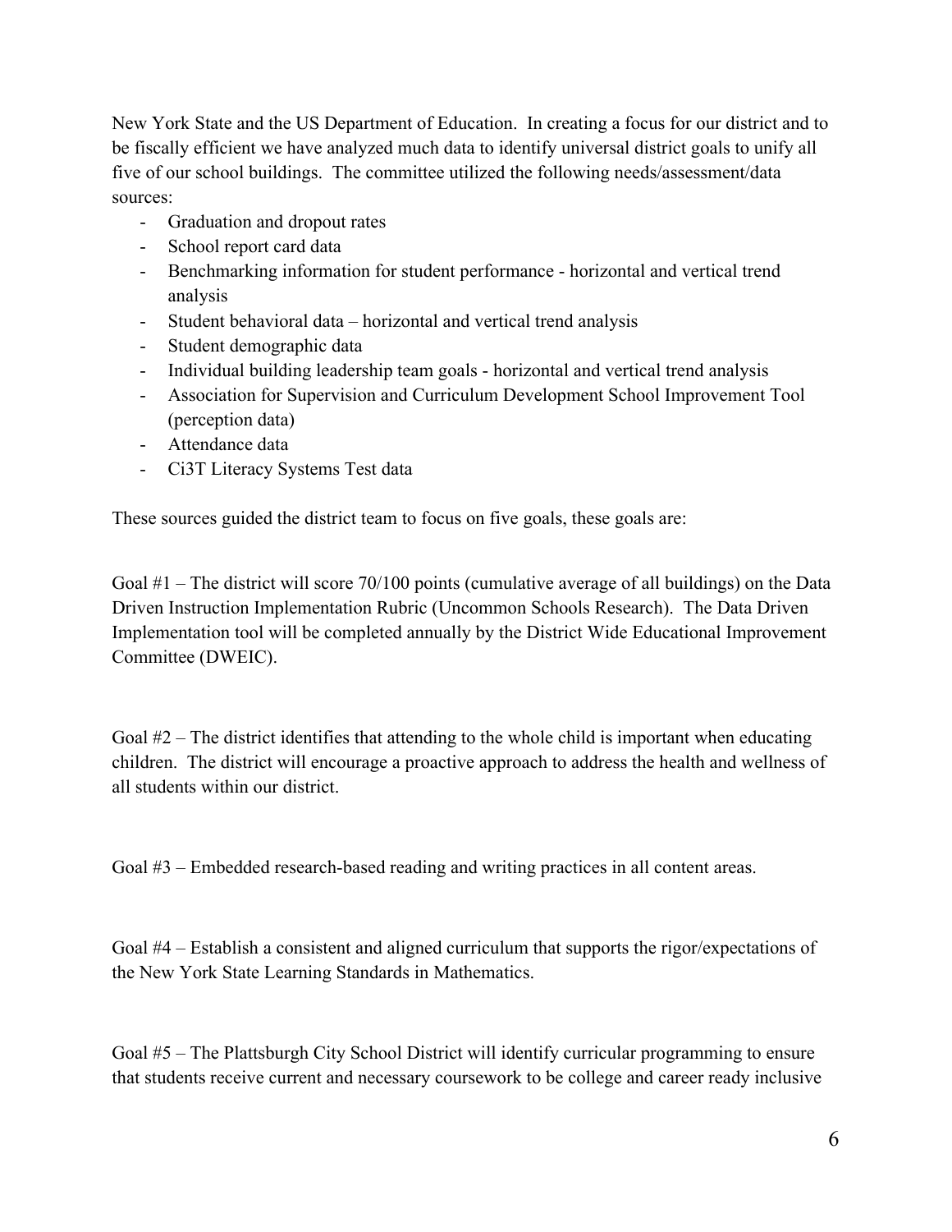New York State and the US Department of Education. In creating a focus for our district and to be fiscally efficient we have analyzed much data to identify universal district goals to unify all five of our school buildings. The committee utilized the following needs/assessment/data sources:

- Graduation and dropout rates
- School report card data
- Benchmarking information for student performance - horizontal and vertical trend analysis
- Student behavioral data – horizontal and vertical trend analysis
- Student demographic data
- Individual building leadership team goals - horizontal and vertical trend analysis
- Association for Supervision and Curriculum Development School Improvement Tool (perception data)
- Attendance data
- Ci3T Literacy Systems Test data

These sources guided the district team to focus on five goals, these goals are:

Goal #1 – The district will score 70/100 points (cumulative average of all buildings) on the Data Driven Instruction Implementation Rubric (Uncommon Schools Research). The Data Driven Implementation tool will be completed annually by the District Wide Educational Improvement Committee (DWEIC).

Goal #2 – The district identifies that attending to the whole child is important when educating children. The district will encourage a proactive approach to address the health and wellness of all students within our district.

Goal #3 – Embedded research-based reading and writing practices in all content areas.

Goal #4 – Establish a consistent and aligned curriculum that supports the rigor/expectations of the New York State Learning Standards in Mathematics.

Goal #5 – The Plattsburgh City School District will identify curricular programming to ensure that students receive current and necessary coursework to be college and career ready inclusive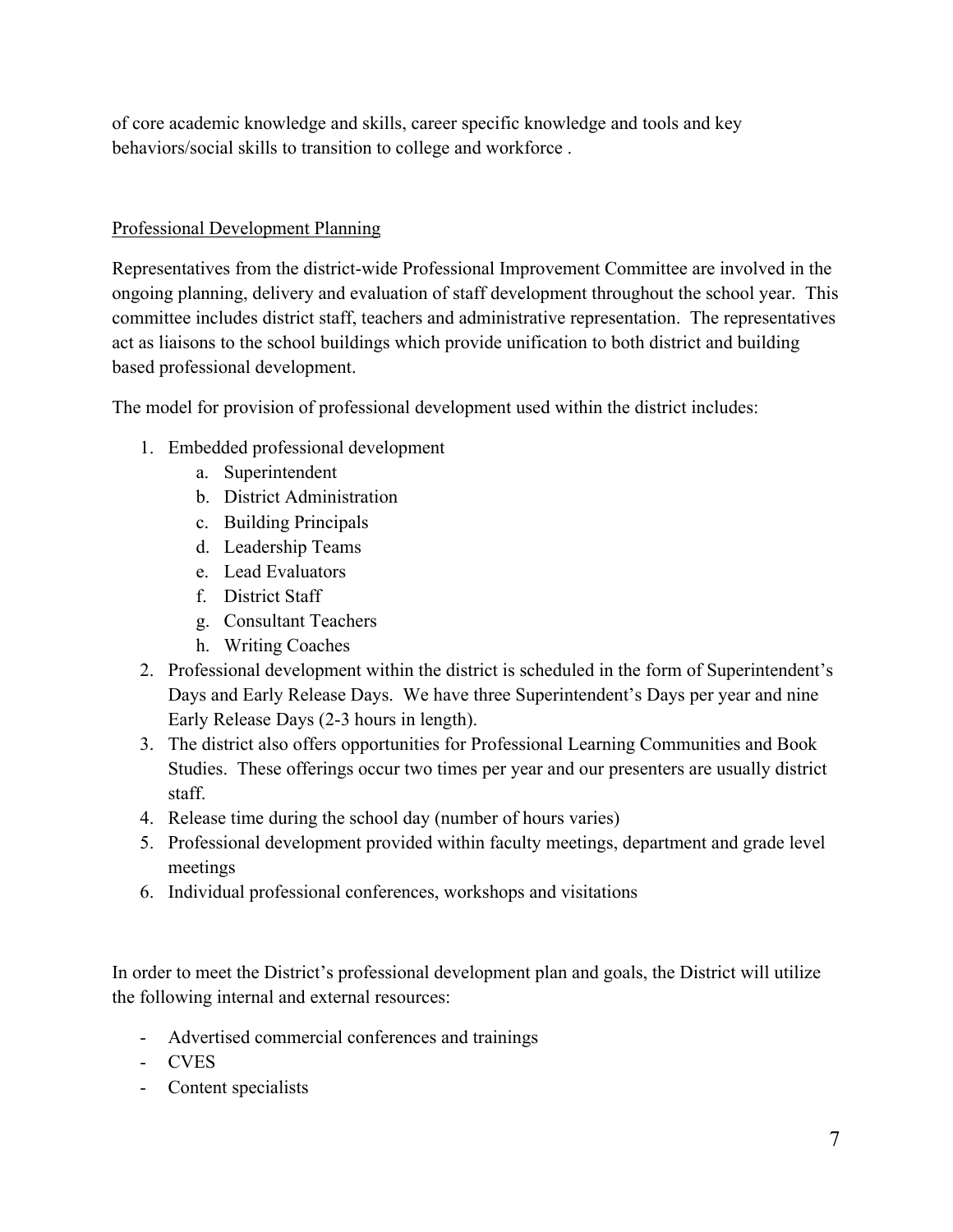of core academic knowledge and skills, career specific knowledge and tools and key behaviors/social skills to transition to college and workforce .

## Professional Development Planning

Representatives from the district-wide Professional Improvement Committee are involved in the ongoing planning, delivery and evaluation of staff development throughout the school year. This committee includes district staff, teachers and administrative representation. The representatives act as liaisons to the school buildings which provide unification to both district and building based professional development.

The model for provision of professional development used within the district includes:

1. Embedded professional development
    a. Superintendent
    b. District Administration
    c. Building Principals
    d. Leadership Teams
    e. Lead Evaluators
    f. District Staff
    g. Consultant Teachers
    h. Writing Coaches
2. Professional development within the district is scheduled in the form of Superintendent's Days and Early Release Days. We have three Superintendent's Days per year and nine Early Release Days (2-3 hours in length).
3. The district also offers opportunities for Professional Learning Communities and Book Studies. These offerings occur two times per year and our presenters are usually district staff.
4. Release time during the school day (number of hours varies)
5. Professional development provided within faculty meetings, department and grade level meetings
6. Individual professional conferences, workshops and visitations

In order to meet the District's professional development plan and goals, the District will utilize the following internal and external resources:

- Advertised commercial conferences and trainings
- CVES
- Content specialists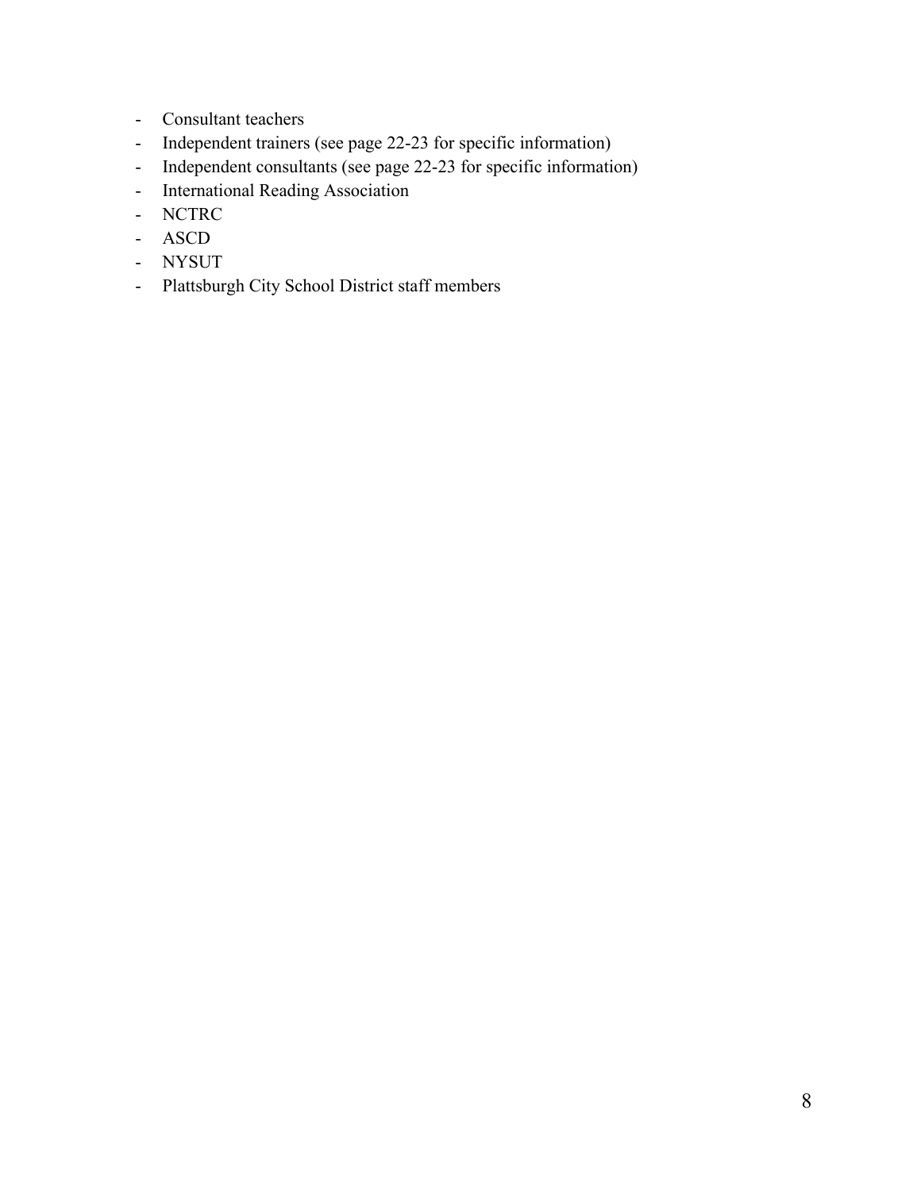- Consultant teachers
- Independent trainers (see page 22-23 for specific information)
- Independent consultants (see page 22-23 for specific information)
- International Reading Association
- NCTRC
- ASCD
- NYSUT
- Plattsburgh City School District staff members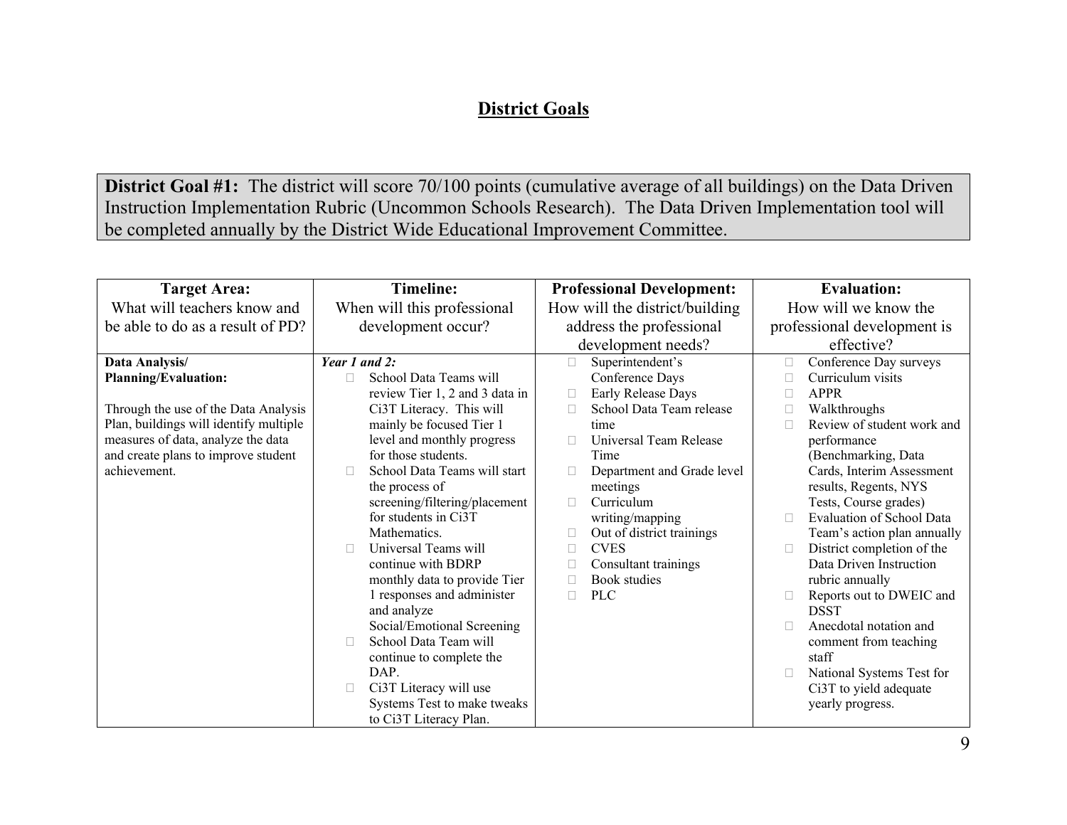## District Goals

**District Goal #1:** The district will score 70/100 points (cumulative average of all buildings) on the Data Driven Instruction Implementation Rubric (Uncommon Schools Research). The Data Driven Implementation tool will be completed annually by the District Wide Educational Improvement Committee.

| **Target Area:** What will teachers know and be able to do as a result of PD? | **Timeline:** When will this professional development occur? | **Professional Development:** How will the district/building address the professional development needs? | **Evaluation:** How will we know the professional development is effective? |
|---|---|---|---|
| **Data Analysis/ Planning/Evaluation:**<br><br>Through the use of the Data Analysis Plan, buildings will identify multiple measures of data, analyze the data and create plans to improve student achievement. | ***Year 1 and 2:***<br>- School Data Teams will review Tier 1, 2 and 3 data in Ci3T Literacy. This will mainly be focused Tier 1 level and monthly progress for those students.<br>- School Data Teams will start the process of screening/filtering/placement for students in Ci3T Mathematics.<br>- Universal Teams will continue with BDRP monthly data to provide Tier 1 responses and administer and analyze Social/Emotional Screening<br>- School Data Team will continue to complete the DAP.<br>- Ci3T Literacy will use Systems Test to make tweaks to Ci3T Literacy Plan. | - Superintendent's Conference Days<br>- Early Release Days<br>- School Data Team release time<br>- Universal Team Release Time<br>- Department and Grade level meetings<br>- Curriculum writing/mapping<br>- Out of district trainings<br>- CVES<br>- Consultant trainings<br>- Book studies<br>- PLC | - Conference Day surveys<br>- Curriculum visits<br>- APPR<br>- Walkthroughs<br>- Review of student work and performance (Benchmarking, Data Cards, Interim Assessment results, Regents, NYS Tests, Course grades)<br>- Evaluation of School Data Team's action plan annually<br>- District completion of the Data Driven Instruction rubric annually<br>- Reports out to DWEIC and DSST<br>- Anecdotal notation and comment from teaching staff<br>- National Systems Test for Ci3T to yield adequate yearly progress. |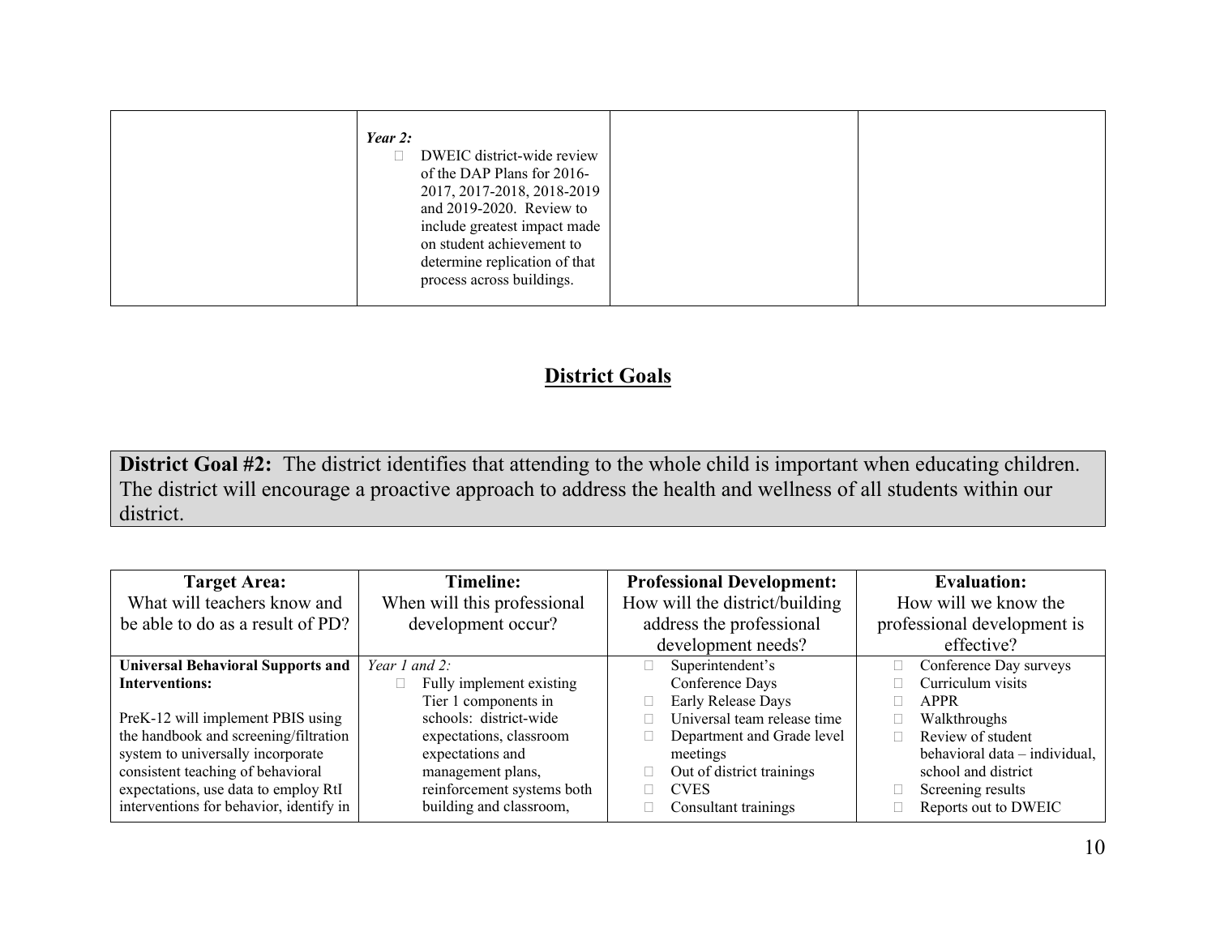| | | | |
|---|---|---|---|
| | *Year 2:*<br>- DWEIC district-wide review of the DAP Plans for 2016-2017, 2017-2018, 2018-2019 and 2019-2020. Review to include greatest impact made on student achievement to determine replication of that process across buildings. | | |

## District Goals

**District Goal #2:** The district identifies that attending to the whole child is important when educating children. The district will encourage a proactive approach to address the health and wellness of all students within our district.

| **Target Area:** What will teachers know and be able to do as a result of PD? | **Timeline:** When will this professional development occur? | **Professional Development:** How will the district/building address the professional development needs? | **Evaluation:** How will we know the professional development is effective? |
|---|---|---|---|
| **Universal Behavioral Supports and Interventions:**<br><br>PreK-12 will implement PBIS using the handbook and screening/filtration system to universally incorporate consistent teaching of behavioral expectations, use data to employ RtI interventions for behavior, identify in | *Year 1 and 2:*<br>- Fully implement existing Tier 1 components in schools: district-wide expectations, classroom expectations and management plans, reinforcement systems both building and classroom, | - Superintendent's Conference Days<br>- Early Release Days<br>- Universal team release time<br>- Department and Grade level meetings<br>- Out of district trainings<br>- CVES<br>- Consultant trainings | - Conference Day surveys<br>- Curriculum visits<br>- APPR<br>- Walkthroughs<br>- Review of student behavioral data – individual, school and district<br>- Screening results<br>- Reports out to DWEIC |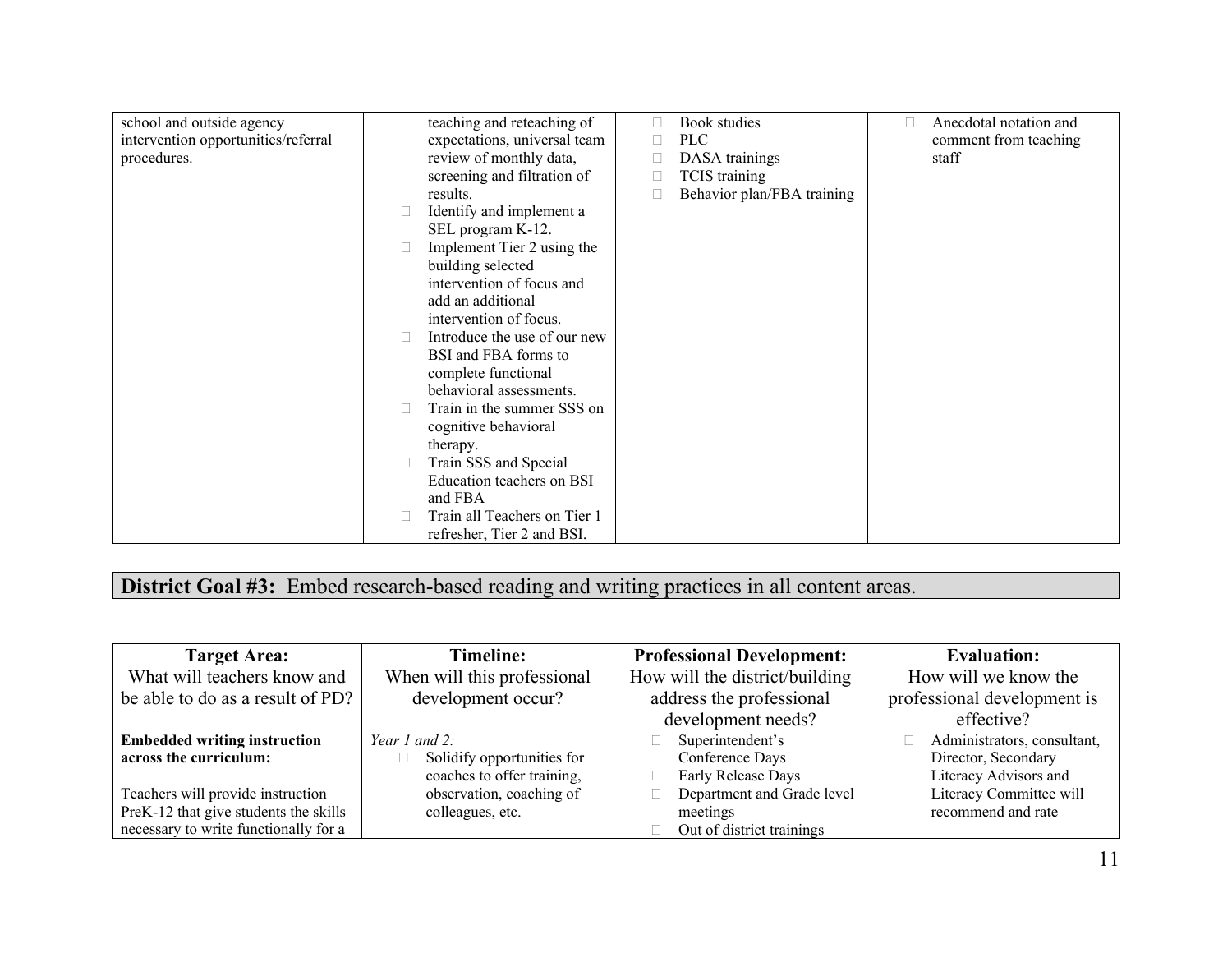| | | | |
|---|---|---|---|
| school and outside agency intervention opportunities/referral procedures. | teaching and reteaching of expectations, universal team review of monthly data, screening and filtration of results.<br>- Identify and implement a SEL program K-12.<br>- Implement Tier 2 using the building selected intervention of focus and add an additional intervention of focus.<br>- Introduce the use of our new BSI and FBA forms to complete functional behavioral assessments.<br>- Train in the summer SSS on cognitive behavioral therapy.<br>- Train SSS and Special Education teachers on BSI and FBA<br>- Train all Teachers on Tier 1 refresher, Tier 2 and BSI. | - Book studies<br>- PLC<br>- DASA trainings<br>- TCIS training<br>- Behavior plan/FBA training | - Anecdotal notation and comment from teaching staff |

## District Goal #3: Embed research-based reading and writing practices in all content areas.

| Target Area: What will teachers know and be able to do as a result of PD? | Timeline: When will this professional development occur? | Professional Development: How will the district/building address the professional development needs? | Evaluation: How will we know the professional development is effective? |
|---|---|---|---|
| **Embedded writing instruction across the curriculum:**<br><br>Teachers will provide instruction PreK-12 that give students the skills necessary to write functionally for a | *Year 1 and 2:*<br>- Solidify opportunities for coaches to offer training, observation, coaching of colleagues, etc. | - Superintendent's Conference Days<br>- Early Release Days<br>- Department and Grade level meetings<br>- Out of district trainings | - Administrators, consultant, Director, Secondary Literacy Advisors and Literacy Committee will recommend and rate |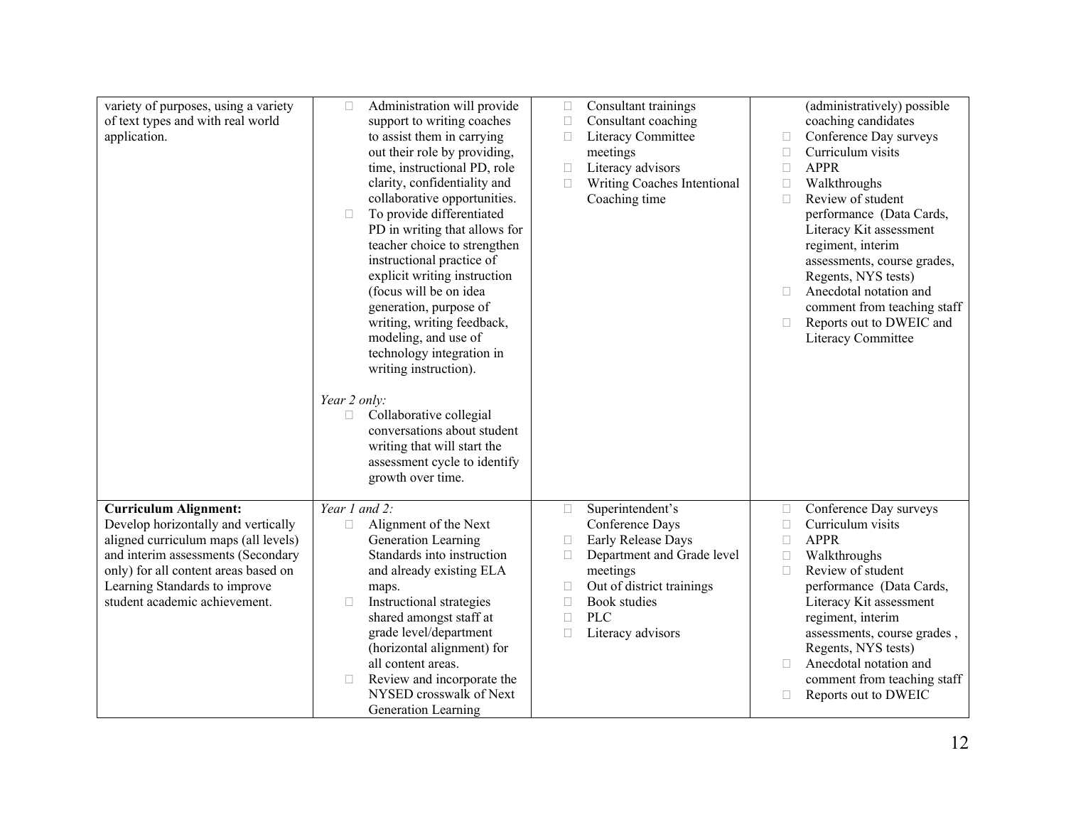| | | | |
|---|---|---|---|
| variety of purposes, using a variety of text types and with real world application. | • Administration will provide support to writing coaches to assist them in carrying out their role by providing, time, instructional PD, role clarity, confidentiality and collaborative opportunities.<br>• To provide differentiated PD in writing that allows for teacher choice to strengthen instructional practice of explicit writing instruction (focus will be on idea generation, purpose of writing, writing feedback, modeling, and use of technology integration in writing instruction).<br><br>*Year 2 only:*<br>• Collaborative collegial conversations about student writing that will start the assessment cycle to identify growth over time. | • Consultant trainings<br>• Consultant coaching<br>• Literacy Committee meetings<br>• Literacy advisors<br>• Writing Coaches Intentional Coaching time | (administratively) possible coaching candidates<br>• Conference Day surveys<br>• Curriculum visits<br>• APPR<br>• Walkthroughs<br>• Review of student performance (Data Cards, Literacy Kit assessment regiment, interim assessments, course grades, Regents, NYS tests)<br>• Anecdotal notation and comment from teaching staff<br>• Reports out to DWEIC and Literacy Committee |
| **Curriculum Alignment:** Develop horizontally and vertically aligned curriculum maps (all levels) and interim assessments (Secondary only) for all content areas based on Learning Standards to improve student academic achievement. | *Year 1 and 2:*<br>• Alignment of the Next Generation Learning Standards into instruction and already existing ELA maps.<br>• Instructional strategies shared amongst staff at grade level/department (horizontal alignment) for all content areas.<br>• Review and incorporate the NYSED crosswalk of Next Generation Learning | • Superintendent's Conference Days<br>• Early Release Days<br>• Department and Grade level meetings<br>• Out of district trainings<br>• Book studies<br>• PLC<br>• Literacy advisors | • Conference Day surveys<br>• Curriculum visits<br>• APPR<br>• Walkthroughs<br>• Review of student performance (Data Cards, Literacy Kit assessment regiment, interim assessments, course grades , Regents, NYS tests)<br>• Anecdotal notation and comment from teaching staff<br>• Reports out to DWEIC |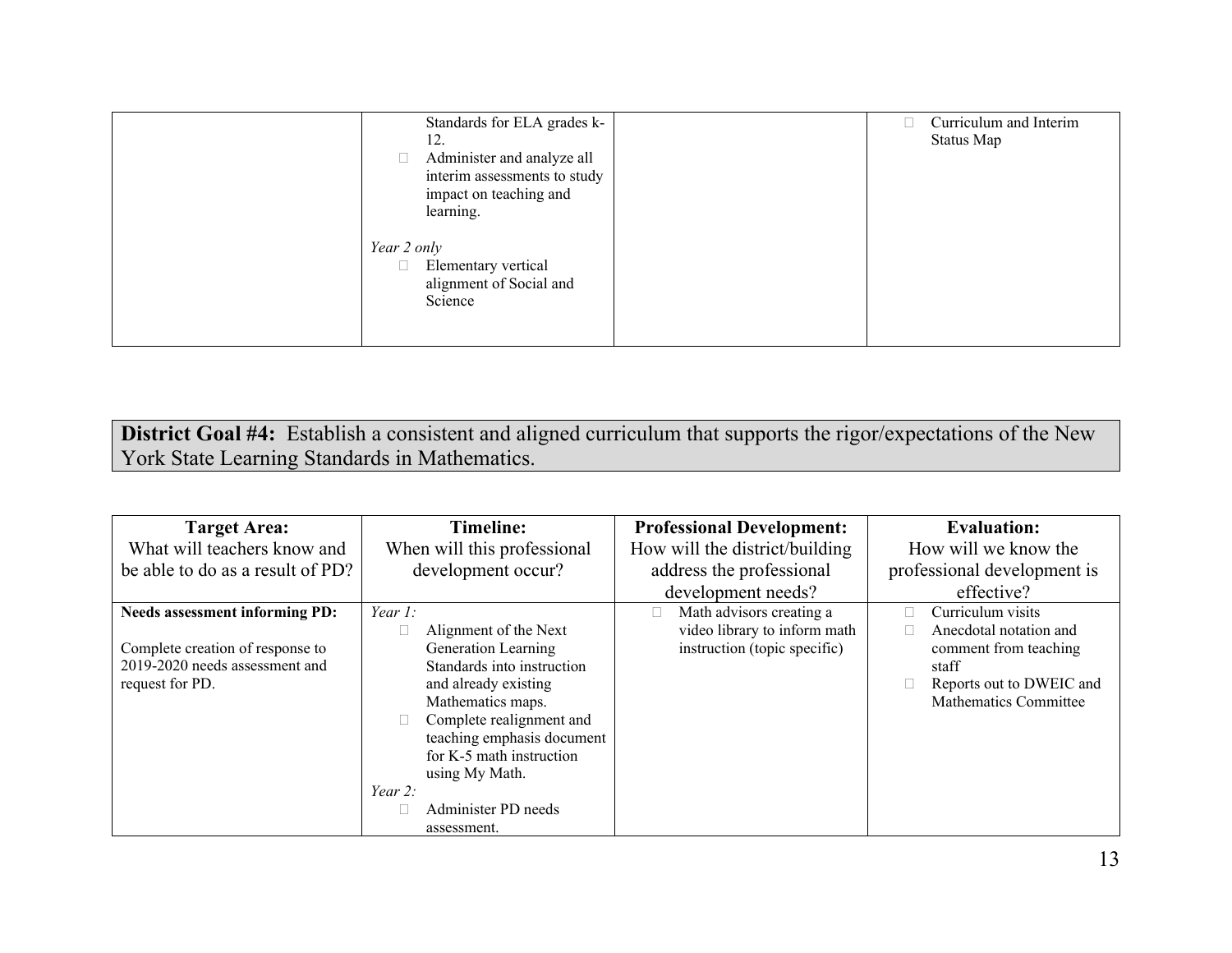| | | | |
|---|---|---|---|
| | Standards for ELA grades k-12.<br>- Administer and analyze all interim assessments to study impact on teaching and learning.<br><br>*Year 2 only*<br>- Elementary vertical alignment of Social and Science | | - Curriculum and Interim Status Map |

**District Goal #4:** Establish a consistent and aligned curriculum that supports the rigor/expectations of the New York State Learning Standards in Mathematics.

| **Target Area:** What will teachers know and be able to do as a result of PD? | **Timeline:** When will this professional development occur? | **Professional Development:** How will the district/building address the professional development needs? | **Evaluation:** How will we know the professional development is effective? |
|---|---|---|---|
| **Needs assessment informing PD:**<br><br>Complete creation of response to 2019-2020 needs assessment and request for PD. | *Year 1:*<br>- Alignment of the Next Generation Learning Standards into instruction and already existing Mathematics maps.<br>- Complete realignment and teaching emphasis document for K-5 math instruction using My Math.<br>*Year 2:*<br>- Administer PD needs assessment. | - Math advisors creating a video library to inform math instruction (topic specific) | - Curriculum visits<br>- Anecdotal notation and comment from teaching staff<br>- Reports out to DWEIC and Mathematics Committee |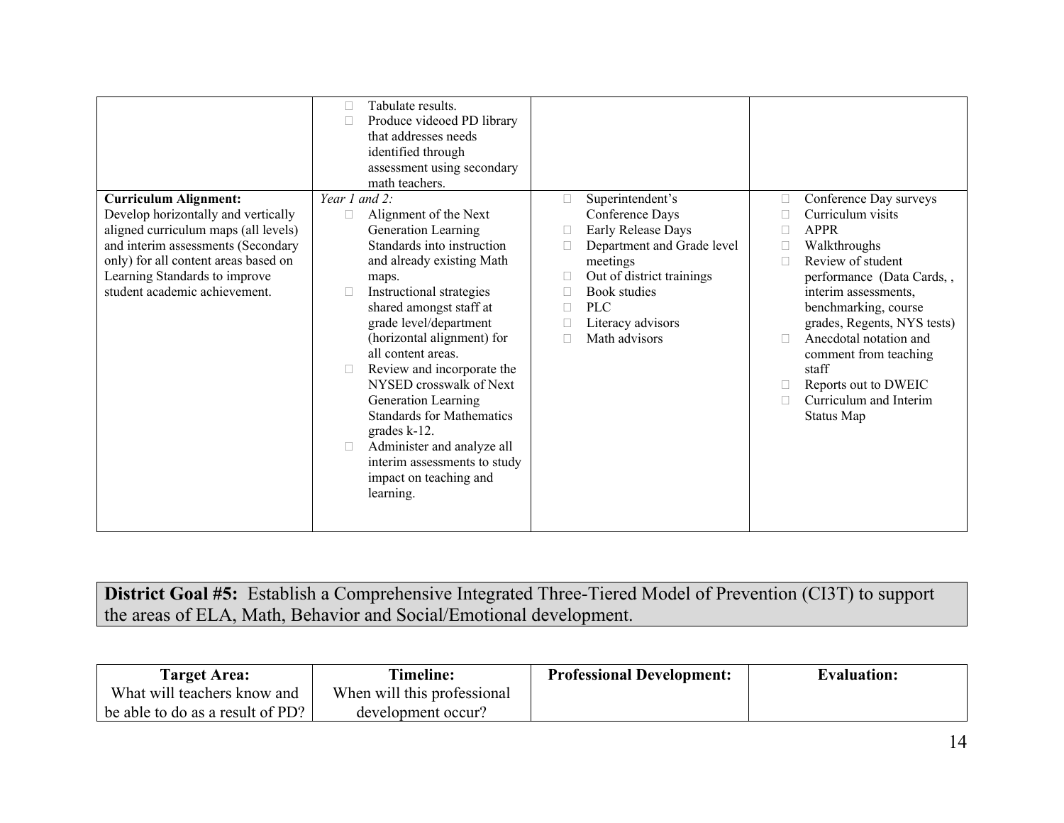| | | | |
|---|---|---|---|
| | • Tabulate results.<br>• Produce videoed PD library that addresses needs identified through assessment using secondary math teachers. | | |
| **Curriculum Alignment:** Develop horizontally and vertically aligned curriculum maps (all levels) and interim assessments (Secondary only) for all content areas based on Learning Standards to improve student academic achievement. | *Year 1 and 2:*<br>• Alignment of the Next Generation Learning Standards into instruction and already existing Math maps.<br>• Instructional strategies shared amongst staff at grade level/department (horizontal alignment) for all content areas.<br>• Review and incorporate the NYSED crosswalk of Next Generation Learning Standards for Mathematics grades k-12.<br>• Administer and analyze all interim assessments to study impact on teaching and learning. | • Superintendent's Conference Days<br>• Early Release Days<br>• Department and Grade level meetings<br>• Out of district trainings<br>• Book studies<br>• PLC<br>• Literacy advisors<br>• Math advisors | • Conference Day surveys<br>• Curriculum visits<br>• APPR<br>• Walkthroughs<br>• Review of student performance (Data Cards, , interim assessments, benchmarking, course grades, Regents, NYS tests)<br>• Anecdotal notation and comment from teaching staff<br>• Reports out to DWEIC<br>• Curriculum and Interim Status Map |

**District Goal #5:** Establish a Comprehensive Integrated Three-Tiered Model of Prevention (CI3T) to support the areas of ELA, Math, Behavior and Social/Emotional development.

| **Target Area:** What will teachers know and be able to do as a result of PD? | **Timeline:** When will this professional development occur? | **Professional Development:** | **Evaluation:** |
|---|---|---|---|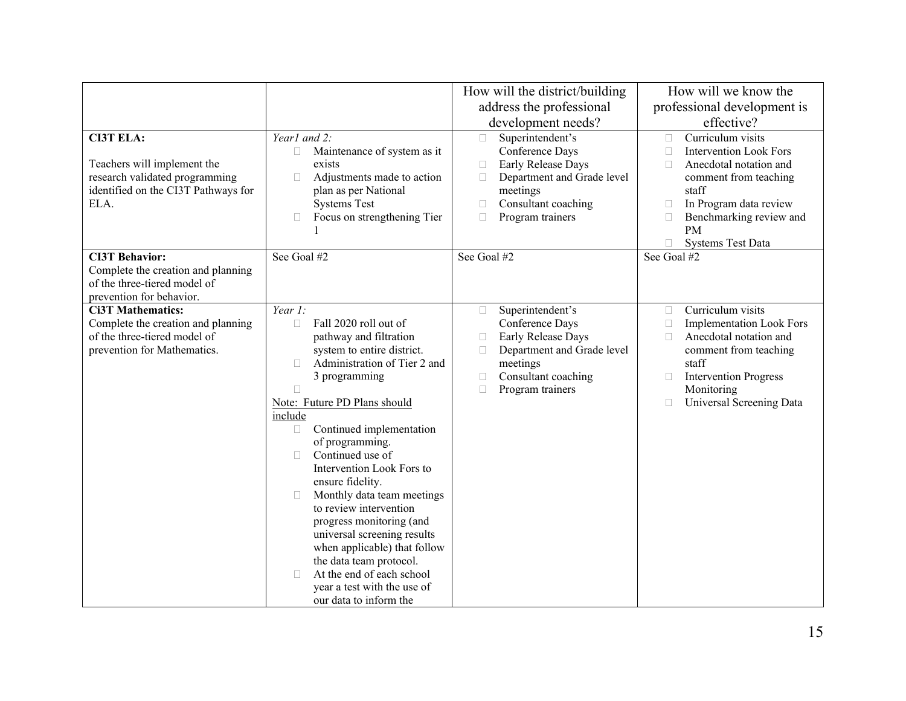| | | How will the district/building address the professional development needs? | How will we know the professional development is effective? |
|---|---|---|---|
| **CI3T ELA:**<br><br>Teachers will implement the research validated programming identified on the CI3T Pathways for ELA. | *Year1 and 2:*<br>- Maintenance of system as it exists<br>- Adjustments made to action plan as per National Systems Test<br>- Focus on strengthening Tier 1 | - Superintendent's Conference Days<br>- Early Release Days<br>- Department and Grade level meetings<br>- Consultant coaching<br>- Program trainers | - Curriculum visits<br>- Intervention Look Fors<br>- Anecdotal notation and comment from teaching staff<br>- In Program data review<br>- Benchmarking review and PM<br>- Systems Test Data |
| **CI3T Behavior:**<br>Complete the creation and planning of the three-tiered model of prevention for behavior. | See Goal #2 | See Goal #2 | See Goal #2 |
| **Ci3T Mathematics:**<br>Complete the creation and planning of the three-tiered model of prevention for Mathematics. | *Year 1:*<br>- Fall 2020 roll out of pathway and filtration system to entire district.<br>- Administration of Tier 2 and 3 programming<br>-<br><br><u>Note: Future PD Plans should include</u><br>- Continued implementation of programming.<br>- Continued use of Intervention Look Fors to ensure fidelity.<br>- Monthly data team meetings to review intervention progress monitoring (and universal screening results when applicable) that follow the data team protocol.<br>- At the end of each school year a test with the use of our data to inform the | - Superintendent's Conference Days<br>- Early Release Days<br>- Department and Grade level meetings<br>- Consultant coaching<br>- Program trainers | - Curriculum visits<br>- Implementation Look Fors<br>- Anecdotal notation and comment from teaching staff<br>- Intervention Progress Monitoring<br>- Universal Screening Data |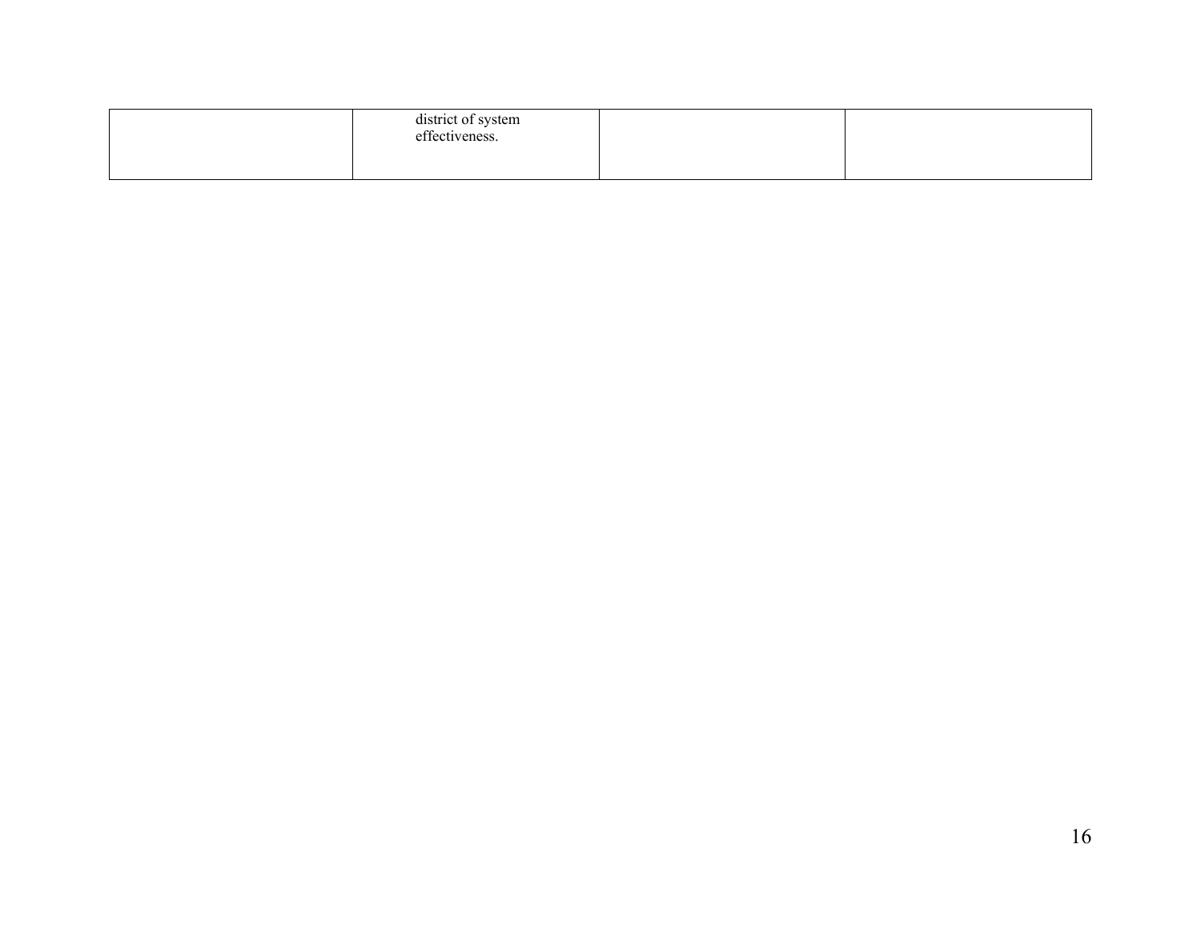| | | | |
|---|---|---|---|
| | district of system effectiveness. | | |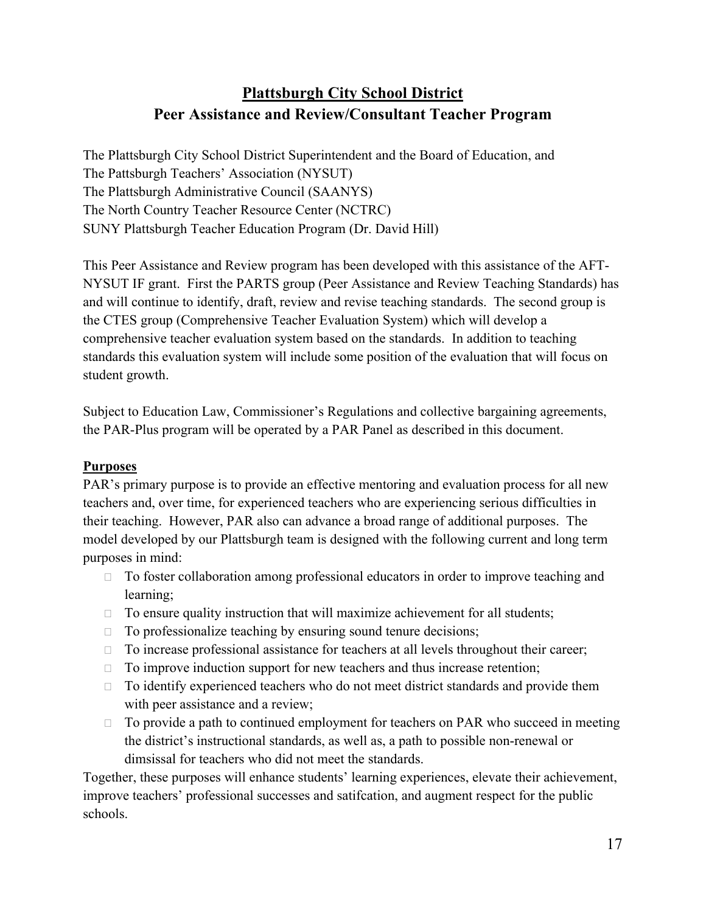## **Plattsburgh City School District**

## **Peer Assistance and Review/Consultant Teacher Program**

The Plattsburgh City School District Superintendent and the Board of Education, and
The Pattsburgh Teachers' Association (NYSUT)
The Plattsburgh Administrative Council (SAANYS)
The North Country Teacher Resource Center (NCTRC)
SUNY Plattsburgh Teacher Education Program (Dr. David Hill)

This Peer Assistance and Review program has been developed with this assistance of the AFT-NYSUT IF grant. First the PARTS group (Peer Assistance and Review Teaching Standards) has and will continue to identify, draft, review and revise teaching standards. The second group is the CTES group (Comprehensive Teacher Evaluation System) which will develop a comprehensive teacher evaluation system based on the standards. In addition to teaching standards this evaluation system will include some position of the evaluation that will focus on student growth.

Subject to Education Law, Commissioner's Regulations and collective bargaining agreements, the PAR-Plus program will be operated by a PAR Panel as described in this document.

**Purposes**

PAR's primary purpose is to provide an effective mentoring and evaluation process for all new teachers and, over time, for experienced teachers who are experiencing serious difficulties in their teaching. However, PAR also can advance a broad range of additional purposes. The model developed by our Plattsburgh team is designed with the following current and long term purposes in mind:

- To foster collaboration among professional educators in order to improve teaching and learning;
- To ensure quality instruction that will maximize achievement for all students;
- To professionalize teaching by ensuring sound tenure decisions;
- To increase professional assistance for teachers at all levels throughout their career;
- To improve induction support for new teachers and thus increase retention;
- To identify experienced teachers who do not meet district standards and provide them with peer assistance and a review;
- To provide a path to continued employment for teachers on PAR who succeed in meeting the district's instructional standards, as well as, a path to possible non-renewal or dimsissal for teachers who did not meet the standards.

Together, these purposes will enhance students' learning experiences, elevate their achievement, improve teachers' professional successes and satifcation, and augment respect for the public schools.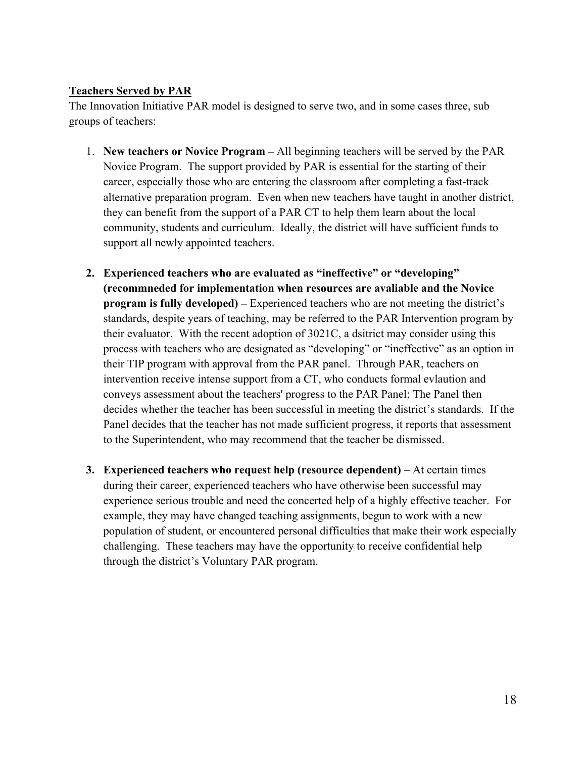**<u>Teachers Served by PAR</u>**

The Innovation Initiative PAR model is designed to serve two, and in some cases three, sub groups of teachers:

1. **New teachers or Novice Program –** All beginning teachers will be served by the PAR Novice Program. The support provided by PAR is essential for the starting of their career, especially those who are entering the classroom after completing a fast-track alternative preparation program. Even when new teachers have taught in another district, they can benefit from the support of a PAR CT to help them learn about the local community, students and curriculum. Ideally, the district will have sufficient funds to support all newly appointed teachers.

2. **Experienced teachers who are evaluated as "ineffective" or "developing" (recommneded for implementation when resources are avaliable and the Novice program is fully developed) –** Experienced teachers who are not meeting the district's standards, despite years of teaching, may be referred to the PAR Intervention program by their evaluator. With the recent adoption of 3021C, a dsitrict may consider using this process with teachers who are designated as "developing" or "ineffective" as an option in their TIP program with approval from the PAR panel. Through PAR, teachers on intervention receive intense support from a CT, who conducts formal evlaution and conveys assessment about the teachers' progress to the PAR Panel; The Panel then decides whether the teacher has been successful in meeting the district's standards. If the Panel decides that the teacher has not made sufficient progress, it reports that assessment to the Superintendent, who may recommend that the teacher be dismissed.

3. **Experienced teachers who request help (resource dependent)** – At certain times during their career, experienced teachers who have otherwise been successful may experience serious trouble and need the concerted help of a highly effective teacher. For example, they may have changed teaching assignments, begun to work with a new population of student, or encountered personal difficulties that make their work especially challenging. These teachers may have the opportunity to receive confidential help through the district's Voluntary PAR program.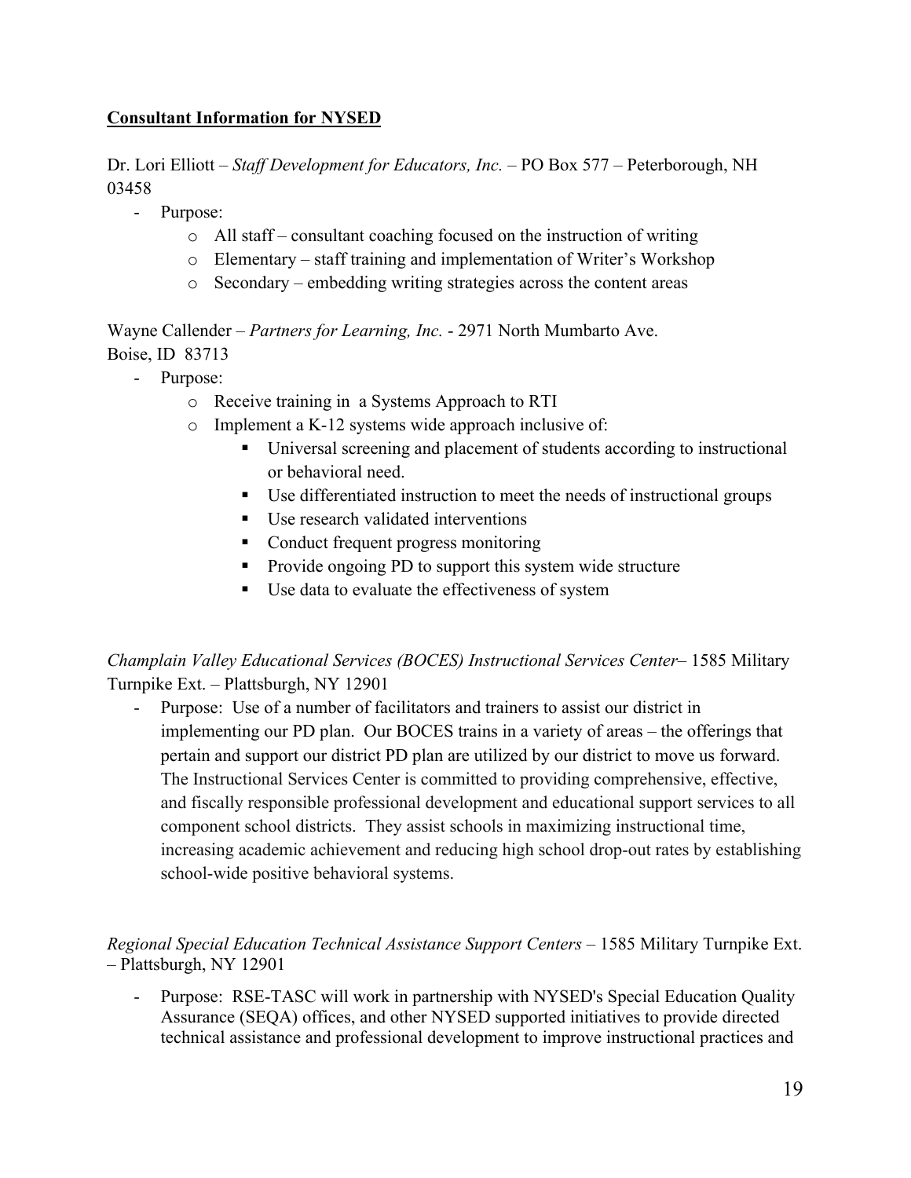**Consultant Information for NYSED**

Dr. Lori Elliott – *Staff Development for Educators, Inc.* – PO Box 577 – Peterborough, NH 03458

- Purpose:
  - All staff – consultant coaching focused on the instruction of writing
  - Elementary – staff training and implementation of Writer's Workshop
  - Secondary – embedding writing strategies across the content areas

Wayne Callender – *Partners for Learning, Inc.* - 2971 North Mumbarto Ave.
Boise, ID 83713

- Purpose:
  - Receive training in a Systems Approach to RTI
  - Implement a K-12 systems wide approach inclusive of:
    - Universal screening and placement of students according to instructional or behavioral need.
    - Use differentiated instruction to meet the needs of instructional groups
    - Use research validated interventions
    - Conduct frequent progress monitoring
    - Provide ongoing PD to support this system wide structure
    - Use data to evaluate the effectiveness of system

*Champlain Valley Educational Services (BOCES) Instructional Services Center*– 1585 Military Turnpike Ext. – Plattsburgh, NY 12901

- Purpose: Use of a number of facilitators and trainers to assist our district in implementing our PD plan. Our BOCES trains in a variety of areas – the offerings that pertain and support our district PD plan are utilized by our district to move us forward. The Instructional Services Center is committed to providing comprehensive, effective, and fiscally responsible professional development and educational support services to all component school districts. They assist schools in maximizing instructional time, increasing academic achievement and reducing high school drop-out rates by establishing school-wide positive behavioral systems.

*Regional Special Education Technical Assistance Support Centers* – 1585 Military Turnpike Ext. – Plattsburgh, NY 12901

- Purpose: RSE-TASC will work in partnership with NYSED's Special Education Quality Assurance (SEQA) offices, and other NYSED supported initiatives to provide directed technical assistance and professional development to improve instructional practices and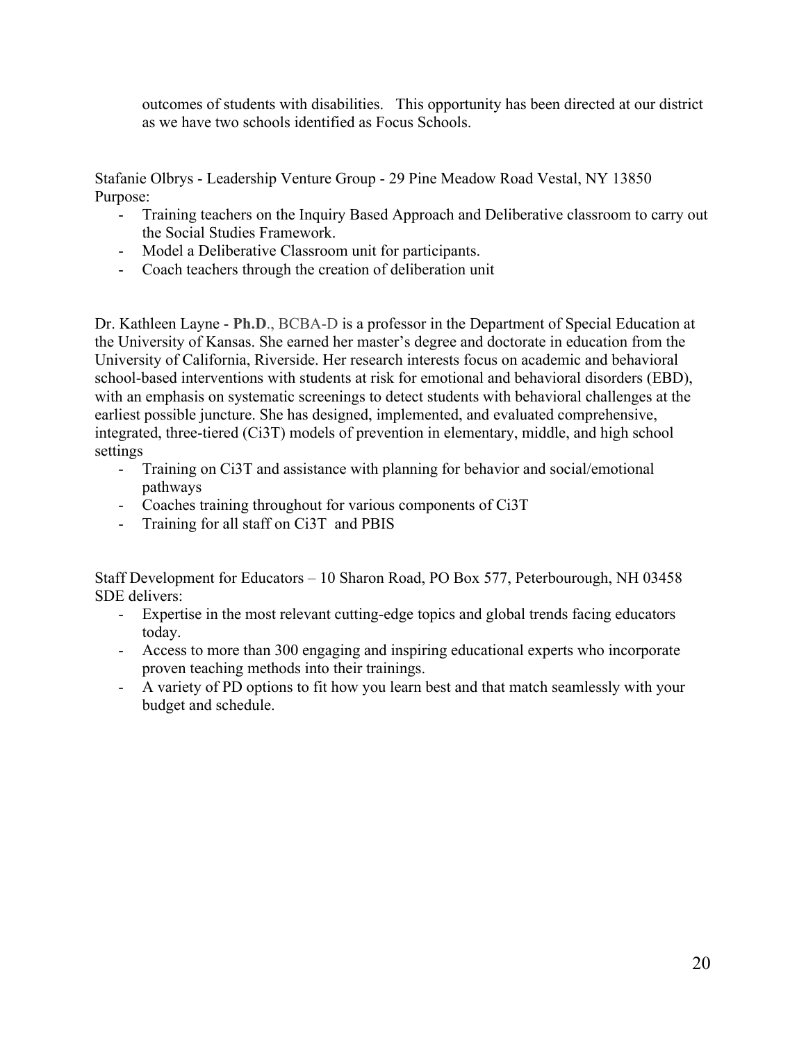outcomes of students with disabilities. This opportunity has been directed at our district as we have two schools identified as Focus Schools.

Stafanie Olbrys - Leadership Venture Group - 29 Pine Meadow Road Vestal, NY 13850
Purpose:

- Training teachers on the Inquiry Based Approach and Deliberative classroom to carry out the Social Studies Framework.
- Model a Deliberative Classroom unit for participants.
- Coach teachers through the creation of deliberation unit

Dr. Kathleen Layne - **Ph.D**., BCBA-D is a professor in the Department of Special Education at the University of Kansas. She earned her master's degree and doctorate in education from the University of California, Riverside. Her research interests focus on academic and behavioral school-based interventions with students at risk for emotional and behavioral disorders (EBD), with an emphasis on systematic screenings to detect students with behavioral challenges at the earliest possible juncture. She has designed, implemented, and evaluated comprehensive, integrated, three-tiered (Ci3T) models of prevention in elementary, middle, and high school settings

- Training on Ci3T and assistance with planning for behavior and social/emotional pathways
- Coaches training throughout for various components of Ci3T
- Training for all staff on Ci3T and PBIS

Staff Development for Educators – 10 Sharon Road, PO Box 577, Peterbourough, NH 03458
SDE delivers:

- Expertise in the most relevant cutting-edge topics and global trends facing educators today.
- Access to more than 300 engaging and inspiring educational experts who incorporate proven teaching methods into their trainings.
- A variety of PD options to fit how you learn best and that match seamlessly with your budget and schedule.